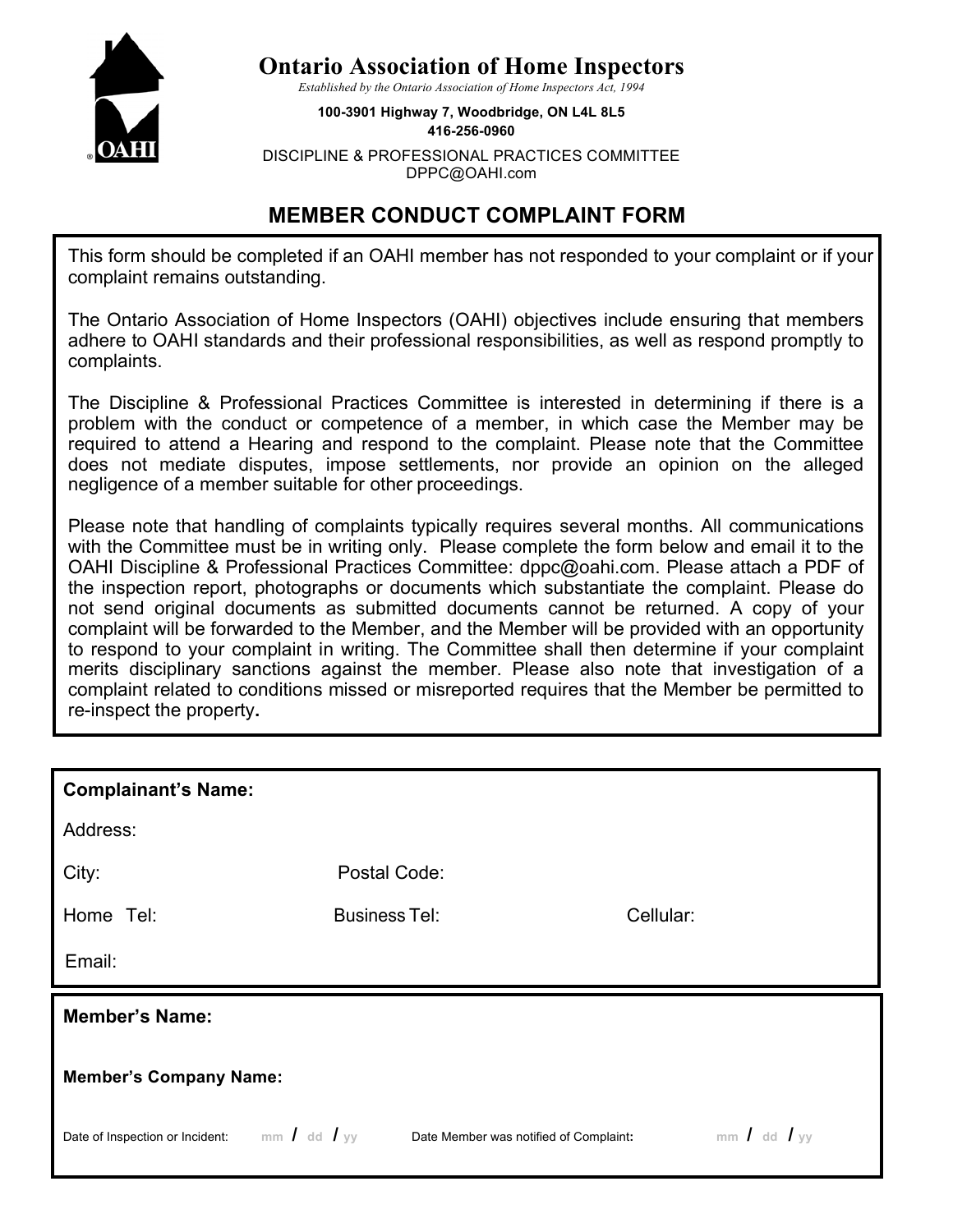# Ontario Association of Home Inspectors

*Established by the Ontario Association of Home Inspectors Act, 1994*

**100-3901 Highway 7, Woodbridge, ON L4L 8L5**
**416-256-0960**

DISCIPLINE & PROFESSIONAL PRACTICES COMMITTEE
DPPC@OAHI.com

## MEMBER CONDUCT COMPLAINT FORM

This form should be completed if an OAHI member has not responded to your complaint or if your complaint remains outstanding.

The Ontario Association of Home Inspectors (OAHI) objectives include ensuring that members adhere to OAHI standards and their professional responsibilities, as well as respond promptly to complaints.

The Discipline & Professional Practices Committee is interested in determining if there is a problem with the conduct or competence of a member, in which case the Member may be required to attend a Hearing and respond to the complaint. Please note that the Committee does not mediate disputes, impose settlements, nor provide an opinion on the alleged negligence of a member suitable for other proceedings.

Please note that handling of complaints typically requires several months. All communications with the Committee must be in writing only. Please complete the form below and email it to the OAHI Discipline & Professional Practices Committee: dppc@oahi.com. Please attach a PDF of the inspection report, photographs or documents which substantiate the complaint. Please do not send original documents as submitted documents cannot be returned. A copy of your complaint will be forwarded to the Member, and the Member will be provided with an opportunity to respond to your complaint in writing. The Committee shall then determine if your complaint merits disciplinary sanctions against the member. Please also note that investigation of a complaint related to conditions missed or misreported requires that the Member be permitted to re-inspect the property**.**

**Complainant's Name:**

Address:

City: Postal Code:

Home Tel: Business Tel: Cellular:

Email:

**Member's Name:**

**Member's Company Name:**

Date of Inspection or Incident: mm / dd / yy Date Member was notified of Complaint**:** mm / dd / yy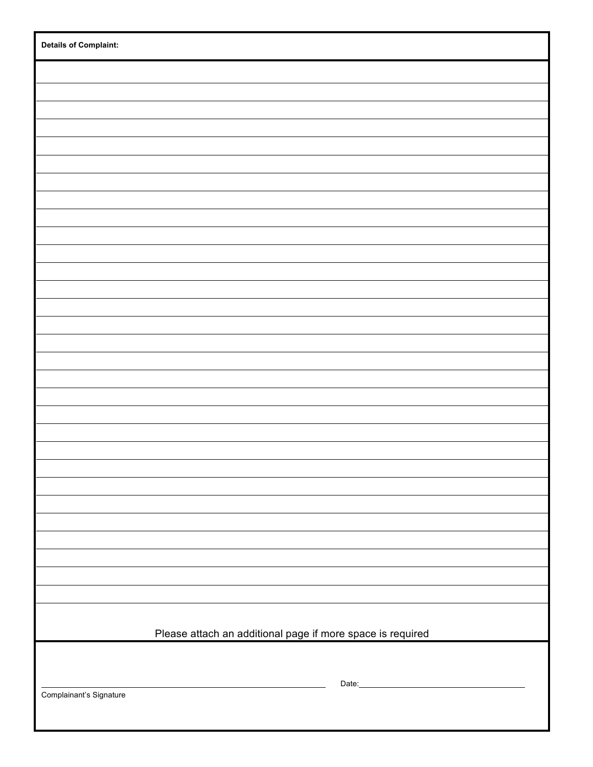**Details of Complaint:**

Please attach an additional page if more space is required

Complainant's Signature

Date: